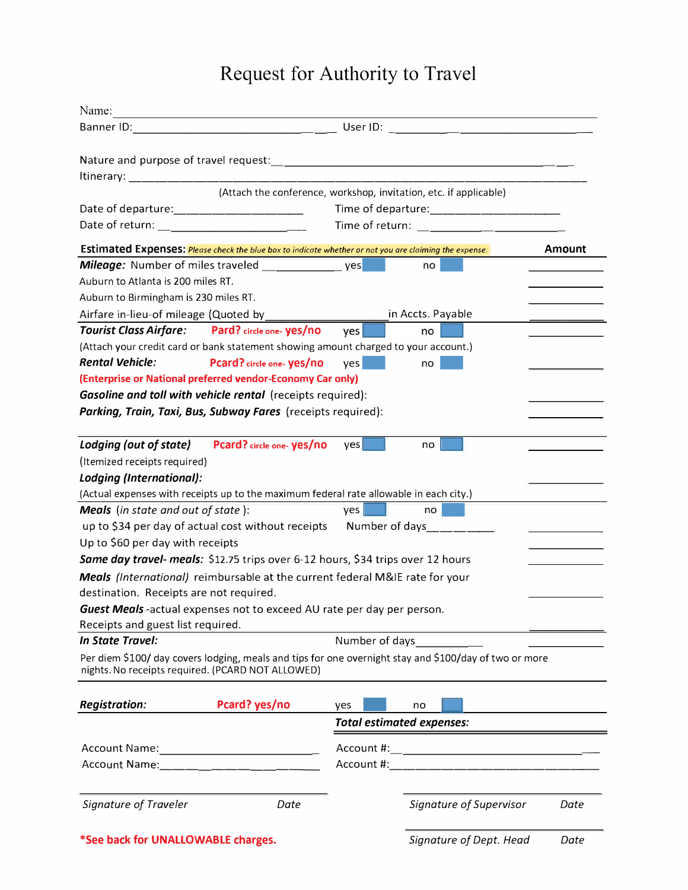# Request for Authority to Travel

Name: ______________________________________________

Banner ID: ______________________________ User ID: ______________________________

Nature and purpose of travel request: ______________________________________________

Itinerary: ______________________________________________

(Attach the conference, workshop, invitation, etc. if applicable)

Date of departure: ____________________ Time of departure: ____________________

Date of return: ____________________ Time of return: ____________________

**Estimated Expenses:** *Please check the blue box to indicate whether or not you are claiming the expense.* **Amount**

***Mileage:*** Number of miles traveled ____________ yes ☐ no ☐ __________

Auburn to Atlanta is 200 miles RT. __________

Auburn to Birmingham is 230 miles RT. __________

Airfare in-lieu-of mileage (Quoted by ____________________ in Accts. Payable __________

***Tourist Class Airfare:*** **Pard?** circle one- **yes/no** yes ☐ no ☐ __________

(Attach your credit card or bank statement showing amount charged to your account.)

***Rental Vehicle:*** **Pcard?** circle one- **yes/no** yes ☐ no ☐ __________

**(Enterprise or National preferred vendor-Economy Car only)**

***Gasoline and toll with vehicle rental*** (receipts required): __________

***Parking, Train, Taxi, Bus, Subway Fares*** (receipts required): __________

***Lodging (out of state)*** **Pcard?** circle one- **yes/no** yes ☐ no ☐ __________

(Itemized receipts required)

***Lodging (International):*** __________

(Actual expenses with receipts up to the maximum federal rate allowable in each city.)

***Meals*** (*in state and out of state*): yes ☐ no ☐

up to $34 per day of actual cost without receipts Number of days __________ __________

Up to $60 per day with receipts __________

***Same day travel- meals:*** $12.75 trips over 6-12 hours, $34 trips over 12 hours __________

***Meals*** *(International)* reimbursable at the current federal M&IE rate for your destination. Receipts are not required. __________

***Guest Meals*** -actual expenses not to exceed AU rate per day per person. Receipts and guest list required. __________

***In State Travel:*** Number of days __________ __________

Per diem $100/ day covers lodging, meals and tips for one overnight stay and $100/day of two or more nights. No receipts required. (PCARD NOT ALLOWED)

***Registration:*** **Pcard? yes/no** yes ☐ no ☐

***Total estimated expenses:***

Account Name: ______________________ Account #: ______________________

Account Name: ______________________ Account #: ______________________

______________________________ ______________________________

*Signature of Traveler* *Date* *Signature of Supervisor* *Date*

______________________________

*Signature of Dept. Head* *Date*

**\*See back for UNALLOWABLE charges.**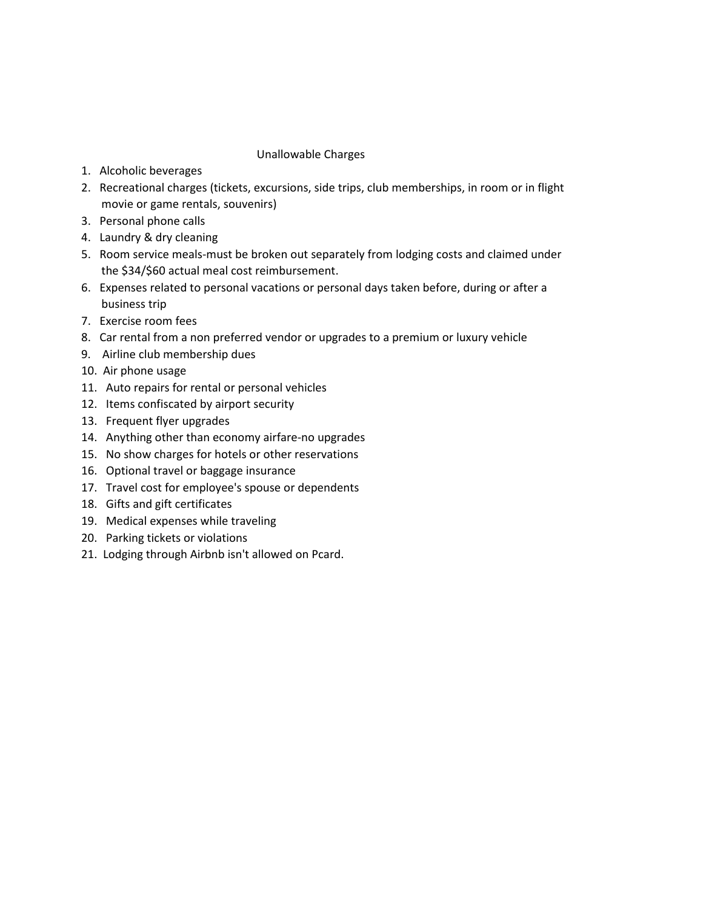# Unallowable Charges

1. Alcoholic beverages
2. Recreational charges (tickets, excursions, side trips, club memberships, in room or in flight movie or game rentals, souvenirs)
3. Personal phone calls
4. Laundry & dry cleaning
5. Room service meals-must be broken out separately from lodging costs and claimed under the $34/$60 actual meal cost reimbursement.
6. Expenses related to personal vacations or personal days taken before, during or after a business trip
7. Exercise room fees
8. Car rental from a non preferred vendor or upgrades to a premium or luxury vehicle
9. Airline club membership dues
10. Air phone usage
11. Auto repairs for rental or personal vehicles
12. Items confiscated by airport security
13. Frequent flyer upgrades
14. Anything other than economy airfare-no upgrades
15. No show charges for hotels or other reservations
16. Optional travel or baggage insurance
17. Travel cost for employee's spouse or dependents
18. Gifts and gift certificates
19. Medical expenses while traveling
20. Parking tickets or violations
21. Lodging through Airbnb isn't allowed on Pcard.